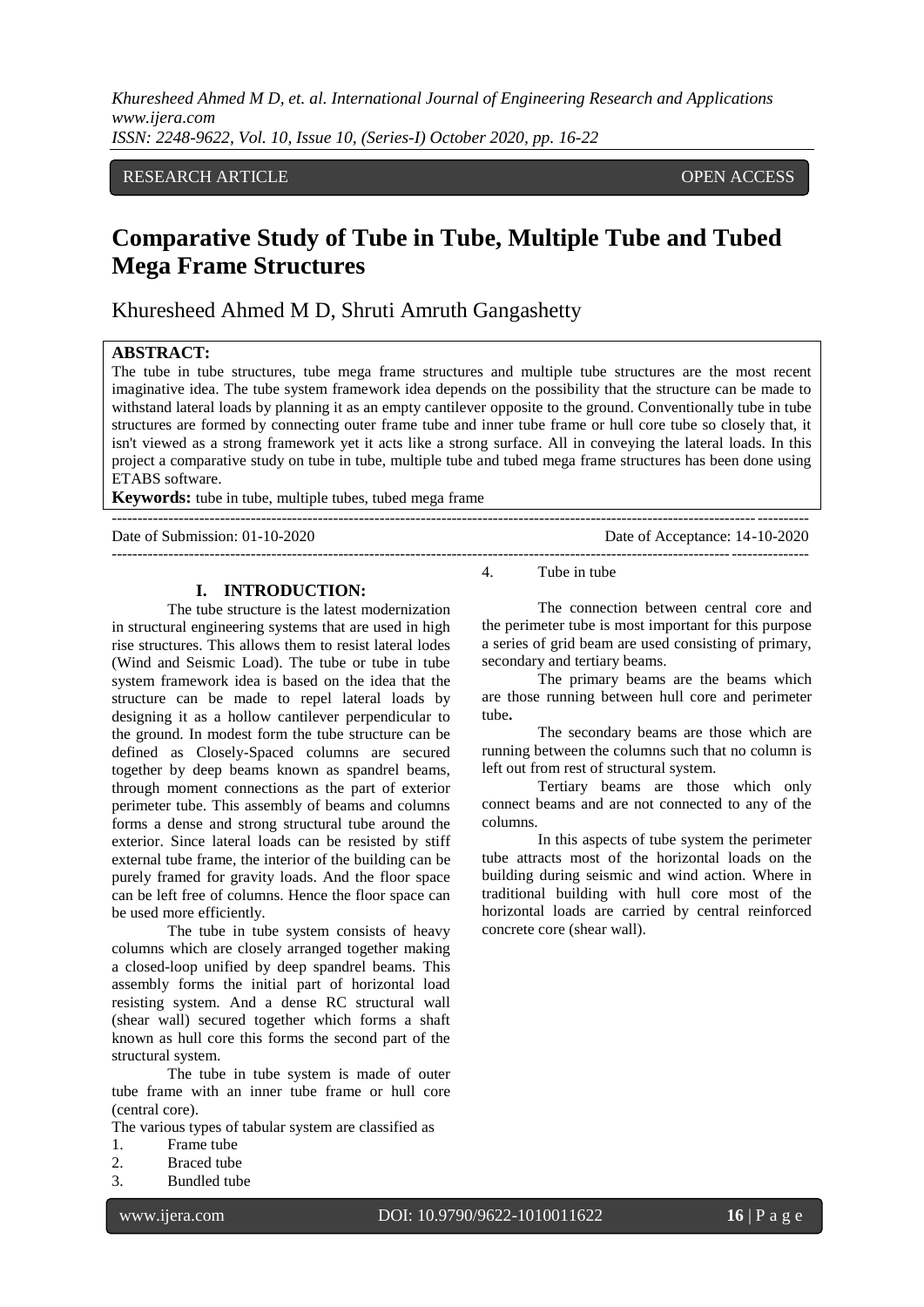RESEARCH ARTICLE OPEN ACCESS

# Comparative Study of Tube in Tube, Multiple Tube and Tubed Mega Frame Structures

Khuresheed Ahmed M D, Shruti Amruth Gangashetty

**ABSTRACT:**
The tube in tube structures, tube mega frame structures and multiple tube structures are the most recent imaginative idea. The tube system framework idea depends on the possibility that the structure can be made to withstand lateral loads by planning it as an empty cantilever opposite to the ground. Conventionally tube in tube structures are formed by connecting outer frame tube and inner tube frame or hull core tube so closely that, it isn't viewed as a strong framework yet it acts like a strong surface. All in conveying the lateral loads. In this project a comparative study on tube in tube, multiple tube and tubed mega frame structures has been done using ETABS software.

**Keywords:** tube in tube, multiple tubes, tubed mega frame

Date of Submission: 01-10-2020 Date of Acceptance: 14-10-2020

## I. INTRODUCTION:

The tube structure is the latest modernization in structural engineering systems that are used in high rise structures. This allows them to resist lateral lodes (Wind and Seismic Load). The tube or tube in tube system framework idea is based on the idea that the structure can be made to repel lateral loads by designing it as a hollow cantilever perpendicular to the ground. In modest form the tube structure can be defined as Closely-Spaced columns are secured together by deep beams known as spandrel beams, through moment connections as the part of exterior perimeter tube. This assembly of beams and columns forms a dense and strong structural tube around the exterior. Since lateral loads can be resisted by stiff external tube frame, the interior of the building can be purely framed for gravity loads. And the floor space can be left free of columns. Hence the floor space can be used more efficiently.

The tube in tube system consists of heavy columns which are closely arranged together making a closed-loop unified by deep spandrel beams. This assembly forms the initial part of horizontal load resisting system. And a dense RC structural wall (shear wall) secured together which forms a shaft known as hull core this forms the second part of the structural system.

The tube in tube system is made of outer tube frame with an inner tube frame or hull core (central core).

The various types of tabular system are classified as

1. Frame tube
2. Braced tube
3. Bundled tube
4. Tube in tube

The connection between central core and the perimeter tube is most important for this purpose a series of grid beam are used consisting of primary, secondary and tertiary beams.

The primary beams are the beams which are those running between hull core and perimeter tube**.**

The secondary beams are those which are running between the columns such that no column is left out from rest of structural system.

Tertiary beams are those which only connect beams and are not connected to any of the columns.

In this aspects of tube system the perimeter tube attracts most of the horizontal loads on the building during seismic and wind action. Where in traditional building with hull core most of the horizontal loads are carried by central reinforced concrete core (shear wall).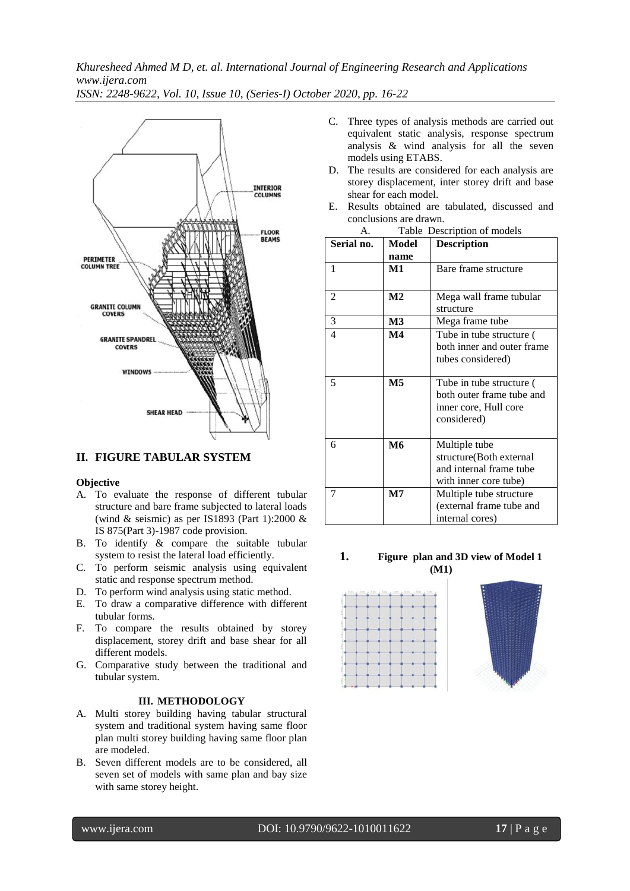## II. FIGURE TABULAR SYSTEM

**Objective**

A. To evaluate the response of different tubular structure and bare frame subjected to lateral loads (wind & seismic) as per IS1893 (Part 1):2000 & IS 875(Part 3)-1987 code provision.
B. To identify & compare the suitable tubular system to resist the lateral load efficiently.
C. To perform seismic analysis using equivalent static and response spectrum method.
D. To perform wind analysis using static method.
E. To draw a comparative difference with different tubular forms.
F. To compare the results obtained by storey displacement, storey drift and base shear for all different models.
G. Comparative study between the traditional and tubular system.

## III. METHODOLOGY

A. Multi storey building having tabular structural system and traditional system having same floor plan multi storey building having same floor plan are modeled.
B. Seven different models are to be considered, all seven set of models with same plan and bay size with same storey height.
C. Three types of analysis methods are carried out equivalent static analysis, response spectrum analysis & wind analysis for all the seven models using ETABS.
D. The results are considered for each analysis are storey displacement, inter storey drift and base shear for each model.
E. Results obtained are tabulated, discussed and conclusions are drawn.

A. Table Description of models

| Serial no. | Model name | Description |
|---|---|---|
| 1 | **M1** | Bare frame structure |
| 2 | **M2** | Mega wall frame tubular structure |
| 3 | **M3** | Mega frame tube |
| 4 | **M4** | Tube in tube structure ( both inner and outer frame tubes considered) |
| 5 | **M5** | Tube in tube structure ( both outer frame tube and inner core, Hull core considered) |
| 6 | **M6** | Multiple tube structure(Both external and internal frame tube with inner core tube) |
| 7 | **M7** | Multiple tube structure (external frame tube and internal cores) |

**1. Figure plan and 3D view of Model 1 (M1)**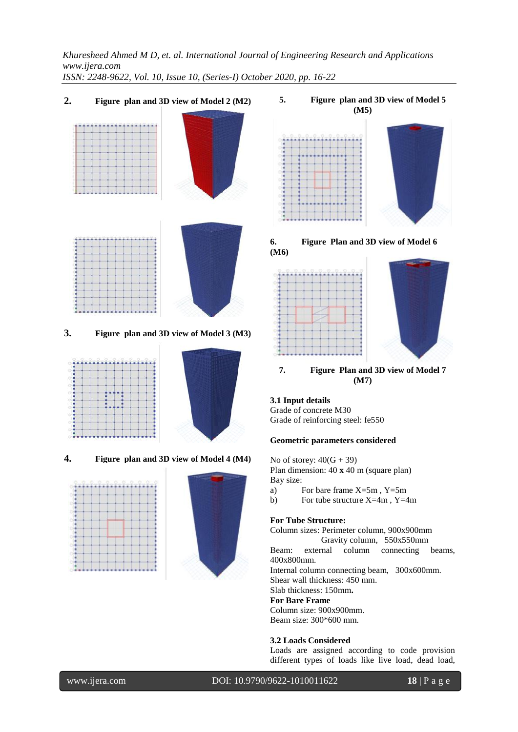**2. Figure plan and 3D view of Model 2 (M2)**

**3. Figure plan and 3D view of Model 3 (M3)**

**4. Figure plan and 3D view of Model 4 (M4)**

**5. Figure plan and 3D view of Model 5 (M5)**

**6. Figure Plan and 3D view of Model 6 (M6)**

**7. Figure Plan and 3D view of Model 7 (M7)**

### 3.1 Input details

Grade of concrete M30
Grade of reinforcing steel: fe550

**Geometric parameters considered**

No of storey: 40(G + 39)
Plan dimension: 40 **x** 40 m (square plan)
Bay size:

a) For bare frame X=5m , Y=5m
b) For tube structure X=4m , Y=4m

**For Tube Structure:**

Column sizes: Perimeter column, 900x900mm
Gravity column, 550x550mm
Beam: external column connecting beams, 400x800mm.
Internal column connecting beam, 300x600mm.
Shear wall thickness: 450 mm.
Slab thickness: 150mm**.**

**For Bare Frame**

Column size: 900x900mm.
Beam size: 300*600 mm.

### 3.2 Loads Considered

Loads are assigned according to code provision different types of loads like live load, dead load,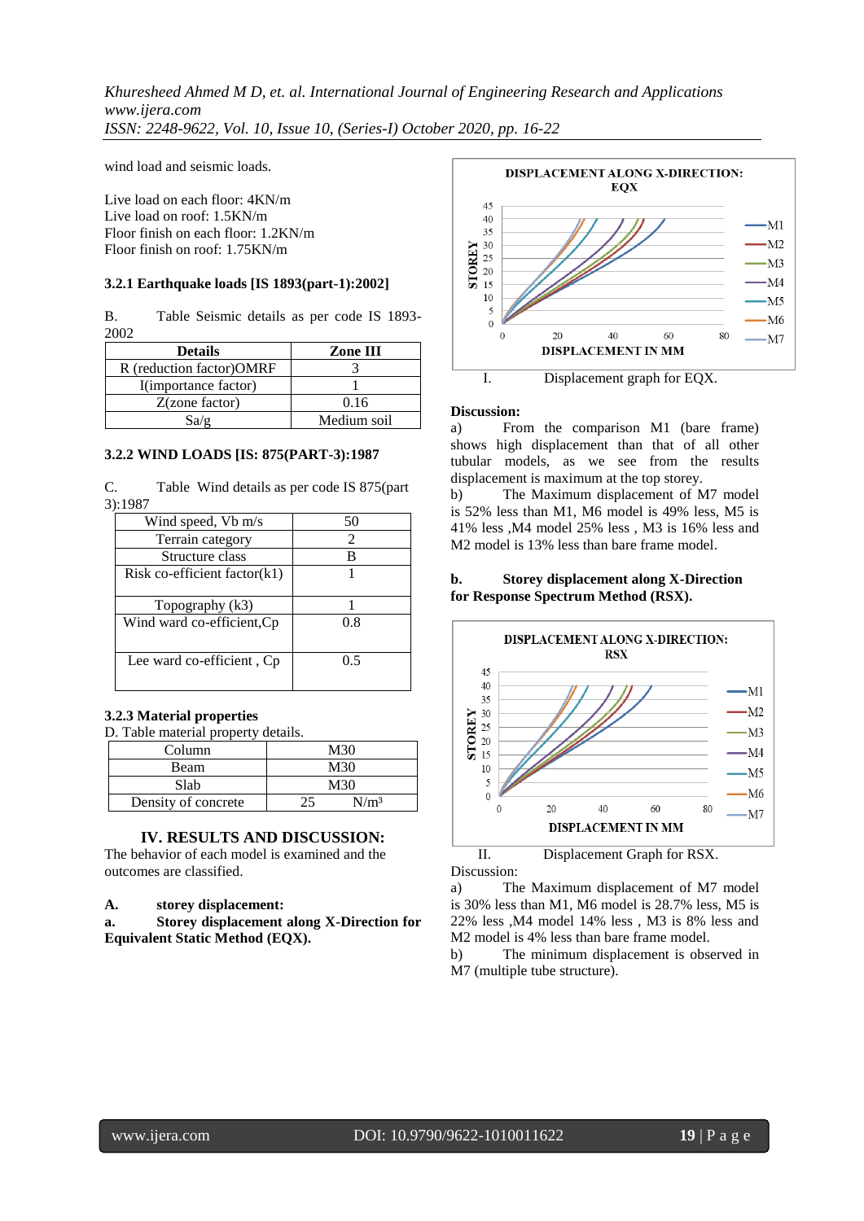wind load and seismic loads.

Live load on each floor: 4KN/m
Live load on roof: 1.5KN/m
Floor finish on each floor: 1.2KN/m
Floor finish on roof: 1.75KN/m

### 3.2.1 Earthquake loads [IS 1893(part-1):2002]

B. Table Seismic details as per code IS 1893-2002

| Details | Zone III |
|---|---|
| R (reduction factor)OMRF | 3 |
| I(importance factor) | 1 |
| Z(zone factor) | 0.16 |
| Sa/g | Medium soil |

### 3.2.2 WIND LOADS [IS: 875(PART-3):1987

C. Table Wind details as per code IS 875(part 3):1987

| Wind speed, Vb m/s | 50 |
|---|---|
| Terrain category | 2 |
| Structure class | B |
| Risk co-efficient factor(k1) | 1 |
| Topography (k3) | 1 |
| Wind ward co-efficient,Cp | 0.8 |
| Lee ward co-efficient , Cp | 0.5 |

### 3.2.3 Material properties

D. Table material property details.

| | |
|---|---|
| Column | M30 |
| Beam | M30 |
| Slab | M30 |
| Density of concrete | 25 N/m³ |

## IV. RESULTS AND DISCUSSION:

The behavior of each model is examined and the outcomes are classified.

**A. storey displacement:**

**a. Storey displacement along X-Direction for Equivalent Static Method (EQX).**

DISPLACEMENT ALONG X-DIRECTION: EQX
STOREY
45
40
35
30
25
20
15
10
5
0
0 20 40 60 80
DISPLACEMENT IN MM
M1
M2
M3
M4
M5
M6
M7

I. Displacement graph for EQX.

**Discussion:**

a) From the comparison M1 (bare frame) shows high displacement than that of all other tubular models, as we see from the results displacement is maximum at the top storey.

b) The Maximum displacement of M7 model is 52% less than M1, M6 model is 49% less, M5 is 41% less ,M4 model 25% less , M3 is 16% less and M2 model is 13% less than bare frame model.

**b. Storey displacement along X-Direction for Response Spectrum Method (RSX).**

DISPLACEMENT ALONG X-DIRECTION: RSX
STOREY
45
40
35
30
25
20
15
10
5
0
0 20 40 60 80
DISPLACEMENT IN MM
M1
M2
M3
M4
M5
M6
M7

II. Displacement Graph for RSX.

Discussion:

a) The Maximum displacement of M7 model is 30% less than M1, M6 model is 28.7% less, M5 is 22% less ,M4 model 14% less , M3 is 8% less and M2 model is 4% less than bare frame model.

b) The minimum displacement is observed in M7 (multiple tube structure).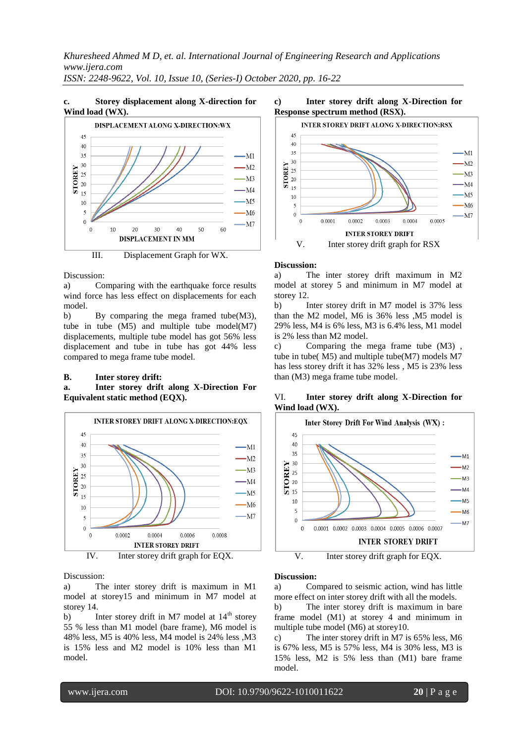### c. Storey displacement along X-direction for Wind load (WX).

DISPLACEMENT ALONG X-DIRECTION:WX

STOREY

45
40
35
30
25
20
15
10
5
0

0 10 20 30 40 50 60

DISPLACEMENT IN MM

M1
M2
M3
M4
M5
M6
M7

III. Displacement Graph for WX.

Discussion:

a) Comparing with the earthquake force results wind force has less effect on displacements for each model.

b) By comparing the mega framed tube(M3), tube in tube (M5) and multiple tube model(M7) displacements, multiple tube model has got 56% less displacement and tube in tube has got 44% less compared to mega frame tube model.

## B. Inter storey drift:

### a. Inter storey drift along X-Direction For Equivalent static method (EQX).

INTER STOREY DRIFT ALONG X-DIRECTION:EQX

STOREY

45
40
35
30
25
20
15
10
5
0

0 0.0002 0.0004 0.0006 0.0008

INTER STOREY DRIFT

M1
M2
M3
M4
M5
M6
M7

IV. Inter storey drift graph for EQX.

Discussion:

a) The inter storey drift is maximum in M1 model at storey15 and minimum in M7 model at storey 14.

b) Inter storey drift in M7 model at $14^{th}$ storey 55 % less than M1 model (bare frame), M6 model is 48% less, M5 is 40% less, M4 model is 24% less ,M3 is 15% less and M2 model is 10% less than M1 model.

### c) Inter storey drift along X-Direction for Response spectrum method (RSX).

INTER STOREY DRIFT ALONG X-DIRECTION:RSX

STOREY

45
40
35
30
25
20
15
10
5
0

0 0.0001 0.0002 0.0003 0.0004 0.0005

INTER STOREY DRIFT

M1
M2
M3
M4
M5
M6
M7

V. Inter storey drift graph for RSX

**Discussion:**

a) The inter storey drift maximum in M2 model at storey 5 and minimum in M7 model at storey 12.

b) Inter storey drift in M7 model is 37% less than the M2 model, M6 is 36% less ,M5 model is 29% less, M4 is 6% less, M3 is 6.4% less, M1 model is 2% less than M2 model.

c) Comparing the mega frame tube (M3) , tube in tube( M5) and multiple tube(M7) models M7 has less storey drift it has 32% less , M5 is 23% less than (M3) mega frame tube model.

### VI. Inter storey drift along X-Direction for Wind load (WX).

Inter Storey Drift For Wind Analysis (WX) :

STOREY

45
40
35
30
25
20
15
10
5
0

0 0.0001 0.0002 0.0003 0.0004 0.0005 0.0006 0.0007

INTER STOREY DRIFT

M1
M2
M3
M4
M5
M6
M7

V. Inter storey drift graph for EQX.

**Discussion:**

a) Compared to seismic action, wind has little more effect on inter storey drift with all the models.

b) The inter storey drift is maximum in bare frame model (M1) at storey 4 and minimum in multiple tube model (M6) at storey10.

c) The inter storey drift in M7 is 65% less, M6 is 67% less, M5 is 57% less, M4 is 30% less, M3 is 15% less, M2 is 5% less than (M1) bare frame model.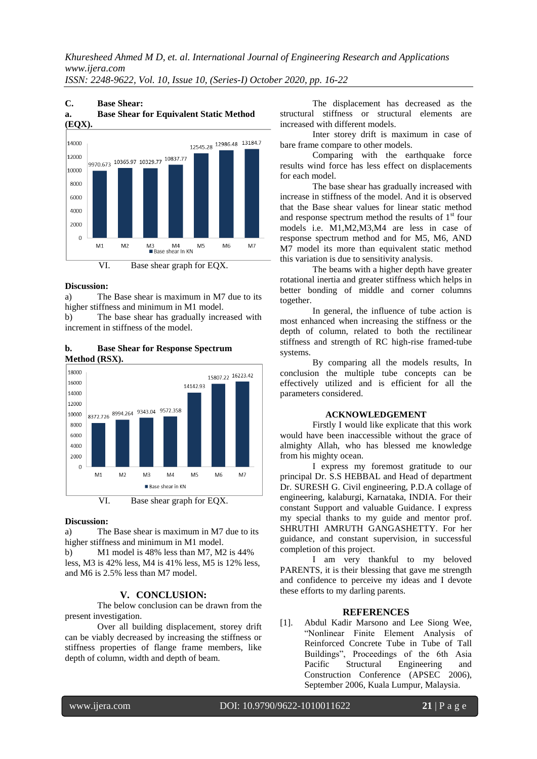### C. Base Shear:

#### a. Base Shear for Equivalent Static Method (EQX).

14000
12000
10000
8000
6000
4000
2000
0

9970.673 10365.97 10329.77 10837.77 12545.28 12986.48 13184.7

M1 M2 M3 M4 M5 M6 M7

■ Base shear In KN

VI. Base shear graph for EQX.

**Discussion:**

a) The Base shear is maximum in M7 due to its higher stiffness and minimum in M1 model.

b) The base shear has gradually increased with increment in stiffness of the model.

#### b. Base Shear for Response Spectrum Method (RSX).

18000
16000
14000
12000
10000
8000
6000
4000
2000
0

8372.726 8994.264 9343.04 9572.358 14142.93 15807.22 16223.42

M1 M2 M3 M4 M5 M6 M7

■ Base shear in KN

VI. Base shear graph for EQX.

**Discussion:**

a) The Base shear is maximum in M7 due to its higher stiffness and minimum in M1 model.

b) M1 model is 48% less than M7, M2 is 44% less, M3 is 42% less, M4 is 41% less, M5 is 12% less, and M6 is 2.5% less than M7 model.

## V. CONCLUSION:

The below conclusion can be drawn from the present investigation.

Over all building displacement, storey drift can be viably decreased by increasing the stiffness or stiffness properties of flange frame members, like depth of column, width and depth of beam.

The displacement has decreased as the structural stiffness or structural elements are increased with different models.

Inter storey drift is maximum in case of bare frame compare to other models.

Comparing with the earthquake force results wind force has less effect on displacements for each model.

The base shear has gradually increased with increase in stiffness of the model. And it is observed that the Base shear values for linear static method and response spectrum method the results of 1st four models i.e. M1,M2,M3,M4 are less in case of response spectrum method and for M5, M6, AND M7 model its more than equivalent static method this variation is due to sensitivity analysis.

The beams with a higher depth have greater rotational inertia and greater stiffness which helps in better bonding of middle and corner columns together.

In general, the influence of tube action is most enhanced when increasing the stiffness or the depth of column, related to both the rectilinear stiffness and strength of RC high-rise framed-tube systems.

By comparing all the models results, In conclusion the multiple tube concepts can be effectively utilized and is efficient for all the parameters considered.

## ACKNOWLEDGEMENT

Firstly I would like explicate that this work would have been inaccessible without the grace of almighty Allah, who has blessed me knowledge from his mighty ocean.

I express my foremost gratitude to our principal Dr. S.S HEBBAL and Head of department Dr. SURESH G. Civil engineering, P.D.A collage of engineering, kalaburgi, Karnataka, INDIA. For their constant Support and valuable Guidance. I express my special thanks to my guide and mentor prof. SHRUTHI AMRUTH GANGASHETTY. For her guidance, and constant supervision, in successful completion of this project.

I am very thankful to my beloved PARENTS, it is their blessing that gave me strength and confidence to perceive my ideas and I devote these efforts to my darling parents.

## REFERENCES

[1]. Abdul Kadir Marsono and Lee Siong Wee, "Nonlinear Finite Element Analysis of Reinforced Concrete Tube in Tube of Tall Buildings", Proceedings of the 6th Asia Pacific Structural Engineering and Construction Conference (APSEC 2006), September 2006, Kuala Lumpur, Malaysia.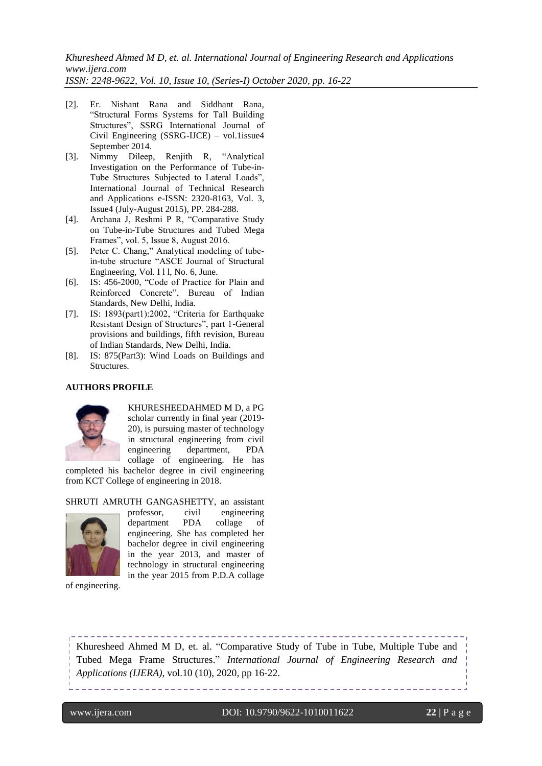[2]. Er. Nishant Rana and Siddhant Rana, "Structural Forms Systems for Tall Building Structures", SSRG International Journal of Civil Engineering (SSRG-IJCE) – vol.1issue4 September 2014.

[3]. Nimmy Dileep, Renjith R, "Analytical Investigation on the Performance of Tube-in-Tube Structures Subjected to Lateral Loads", International Journal of Technical Research and Applications e-ISSN: 2320-8163, Vol. 3, Issue4 (July-August 2015), PP. 284-288.

[4]. Archana J, Reshmi P R, "Comparative Study on Tube-in-Tube Structures and Tubed Mega Frames", vol. 5, Issue 8, August 2016.

[5]. Peter C. Chang," Analytical modeling of tube-in-tube structure "ASCE Journal of Structural Engineering, Vol. I l l, No. 6, June.

[6]. IS: 456-2000, "Code of Practice for Plain and Reinforced Concrete", Bureau of Indian Standards, New Delhi, India.

[7]. IS: 1893(part1):2002, "Criteria for Earthquake Resistant Design of Structures", part 1-General provisions and buildings, fifth revision, Bureau of Indian Standards, New Delhi, India.

[8]. IS: 875(Part3): Wind Loads on Buildings and Structures.

**AUTHORS PROFILE**

KHURESHEEDAHMED M D, a PG scholar currently in final year (2019-20), is pursuing master of technology in structural engineering from civil engineering department, PDA collage of engineering. He has completed his bachelor degree in civil engineering from KCT College of engineering in 2018.

SHRUTI AMRUTH GANGASHETTY, an assistant professor, civil engineering department PDA collage of engineering. She has completed her bachelor degree in civil engineering in the year 2013, and master of technology in structural engineering in the year 2015 from P.D.A collage of engineering.

Khuresheed Ahmed M D, et. al. "Comparative Study of Tube in Tube, Multiple Tube and Tubed Mega Frame Structures." *International Journal of Engineering Research and Applications (IJERA)*, vol.10 (10), 2020, pp 16-22.